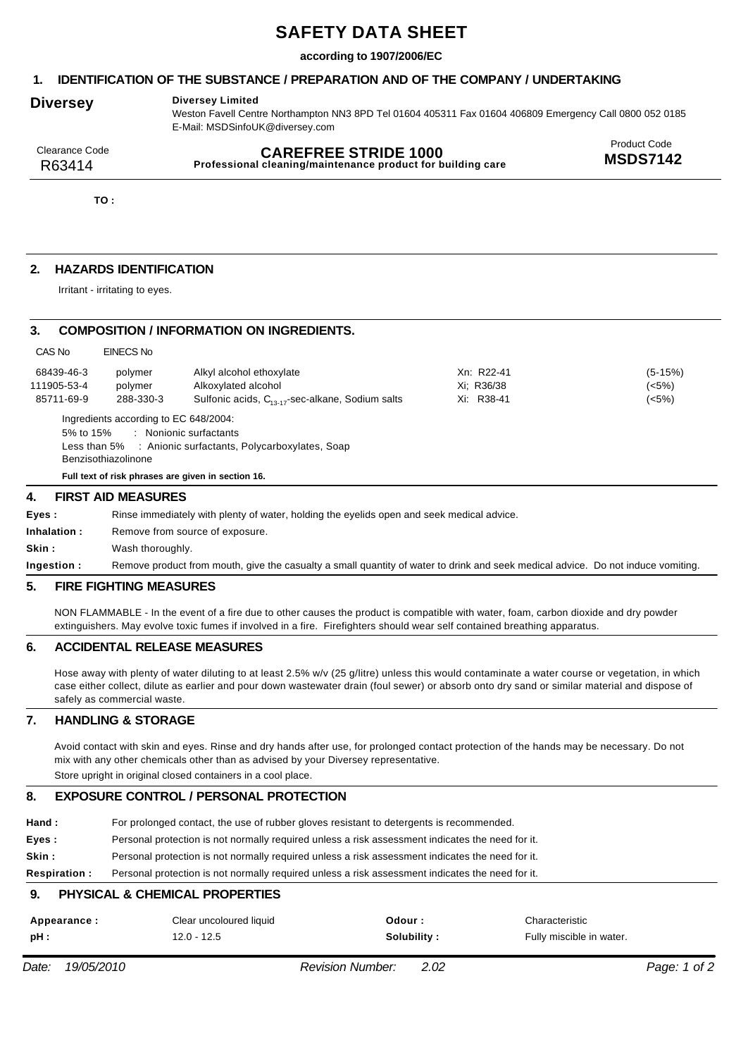# SAFETY DATA SHEET

**according to 1907/2006/EC**

## 1. IDENTIFICATION OF THE SUBSTANCE / PREPARATION AND OF THE COMPANY / UNDERTAKING

**Diversey**

**Diversey Limited**
Weston Favell Centre Northampton NN3 8PD Tel 01604 405311 Fax 01604 406809 Emergency Call 0800 052 0185
E-Mail: MSDSinfoUK@diversey.com

| Clearance Code | | Product Code |
|---|---|---|
| R63414 | **CAREFREE STRIDE 1000**<br>**Professional cleaning/maintenance product for building care** | **MSDS7142** |

**TO :**

## 2. HAZARDS IDENTIFICATION

Irritant - irritating to eyes.

## 3. COMPOSITION / INFORMATION ON INGREDIENTS.

| CAS No | EINECS No | | | |
|---|---|---|---|---|
| 68439-46-3 | polymer | Alkyl alcohol ethoxylate | Xn: R22-41 | (5-15%) |
| 111905-53-4 | polymer | Alkoxylated alcohol | Xi; R36/38 | (<5%) |
| 85711-69-9 | 288-330-3 | Sulfonic acids, $C_{13-17}$-sec-alkane, Sodium salts | Xi: R38-41 | (<5%) |

Ingredients according to EC 648/2004:
5% to 15% : Nonionic surfactants
Less than 5% : Anionic surfactants, Polycarboxylates, Soap
Benzisothiazolinone

**Full text of risk phrases are given in section 16.**

## 4. FIRST AID MEASURES

**Eyes :** Rinse immediately with plenty of water, holding the eyelids open and seek medical advice.

**Inhalation :** Remove from source of exposure.

**Skin :** Wash thoroughly.

**Ingestion :** Remove product from mouth, give the casualty a small quantity of water to drink and seek medical advice. Do not induce vomiting.

## 5. FIRE FIGHTING MEASURES

NON FLAMMABLE - In the event of a fire due to other causes the product is compatible with water, foam, carbon dioxide and dry powder extinguishers. May evolve toxic fumes if involved in a fire. Firefighters should wear self contained breathing apparatus.

## 6. ACCIDENTAL RELEASE MEASURES

Hose away with plenty of water diluting to at least 2.5% w/v (25 g/litre) unless this would contaminate a water course or vegetation, in which case either collect, dilute as earlier and pour down wastewater drain (foul sewer) or absorb onto dry sand or similar material and dispose of safely as commercial waste.

## 7. HANDLING & STORAGE

Avoid contact with skin and eyes. Rinse and dry hands after use, for prolonged contact protection of the hands may be necessary. Do not mix with any other chemicals other than as advised by your Diversey representative.
Store upright in original closed containers in a cool place.

## 8. EXPOSURE CONTROL / PERSONAL PROTECTION

**Hand :** For prolonged contact, the use of rubber gloves resistant to detergents is recommended.

**Eyes :** Personal protection is not normally required unless a risk assessment indicates the need for it.

**Skin :** Personal protection is not normally required unless a risk assessment indicates the need for it.

**Respiration :** Personal protection is not normally required unless a risk assessment indicates the need for it.

## 9. PHYSICAL & CHEMICAL PROPERTIES

| | | | |
|---|---|---|---|
| **Appearance :** | Clear uncoloured liquid | **Odour :** | Characteristic |
| **pH :** | 12.0 - 12.5 | **Solubility :** | Fully miscible in water. |

Date: 19/05/2010 Revision Number: 2.02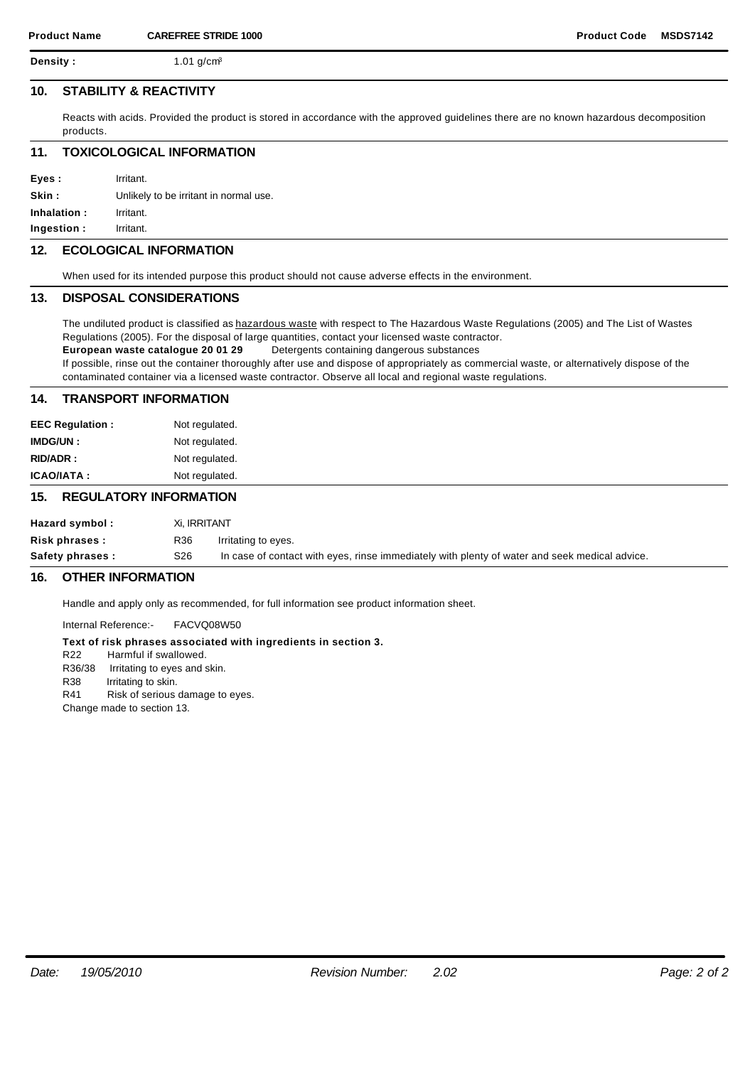**Density :** 1.01 g/cm³

## 10. STABILITY & REACTIVITY

Reacts with acids. Provided the product is stored in accordance with the approved guidelines there are no known hazardous decomposition products.

## 11. TOXICOLOGICAL INFORMATION

| | |
|---|---|
| **Eyes :** | Irritant. |
| **Skin :** | Unlikely to be irritant in normal use. |
| **Inhalation :** | Irritant. |
| **Ingestion :** | Irritant. |

## 12. ECOLOGICAL INFORMATION

When used for its intended purpose this product should not cause adverse effects in the environment.

## 13. DISPOSAL CONSIDERATIONS

The undiluted product is classified as hazardous waste with respect to The Hazardous Waste Regulations (2005) and The List of Wastes Regulations (2005). For the disposal of large quantities, contact your licensed waste contractor.

**European waste catalogue 20 01 29** Detergents containing dangerous substances

If possible, rinse out the container thoroughly after use and dispose of appropriately as commercial waste, or alternatively dispose of the contaminated container via a licensed waste contractor. Observe all local and regional waste regulations.

## 14. TRANSPORT INFORMATION

| | |
|---|---|
| **EEC Regulation :** | Not regulated. |
| **IMDG/UN :** | Not regulated. |
| **RID/ADR :** | Not regulated. |
| **ICAO/IATA :** | Not regulated. |

## 15. REGULATORY INFORMATION

| | | |
|---|---|---|
| **Hazard symbol :** | Xi, IRRITANT | |
| **Risk phrases :** | R36 | Irritating to eyes. |
| **Safety phrases :** | S26 | In case of contact with eyes, rinse immediately with plenty of water and seek medical advice. |

## 16. OTHER INFORMATION

Handle and apply only as recommended, for full information see product information sheet.

Internal Reference:- FACVQ08W50

**Text of risk phrases associated with ingredients in section 3.**

R22 Harmful if swallowed.
R36/38 Irritating to eyes and skin.
R38 Irritating to skin.
R41 Risk of serious damage to eyes.
Change made to section 13.

*Date: 19/05/2010* *Revision Number: 2.02*